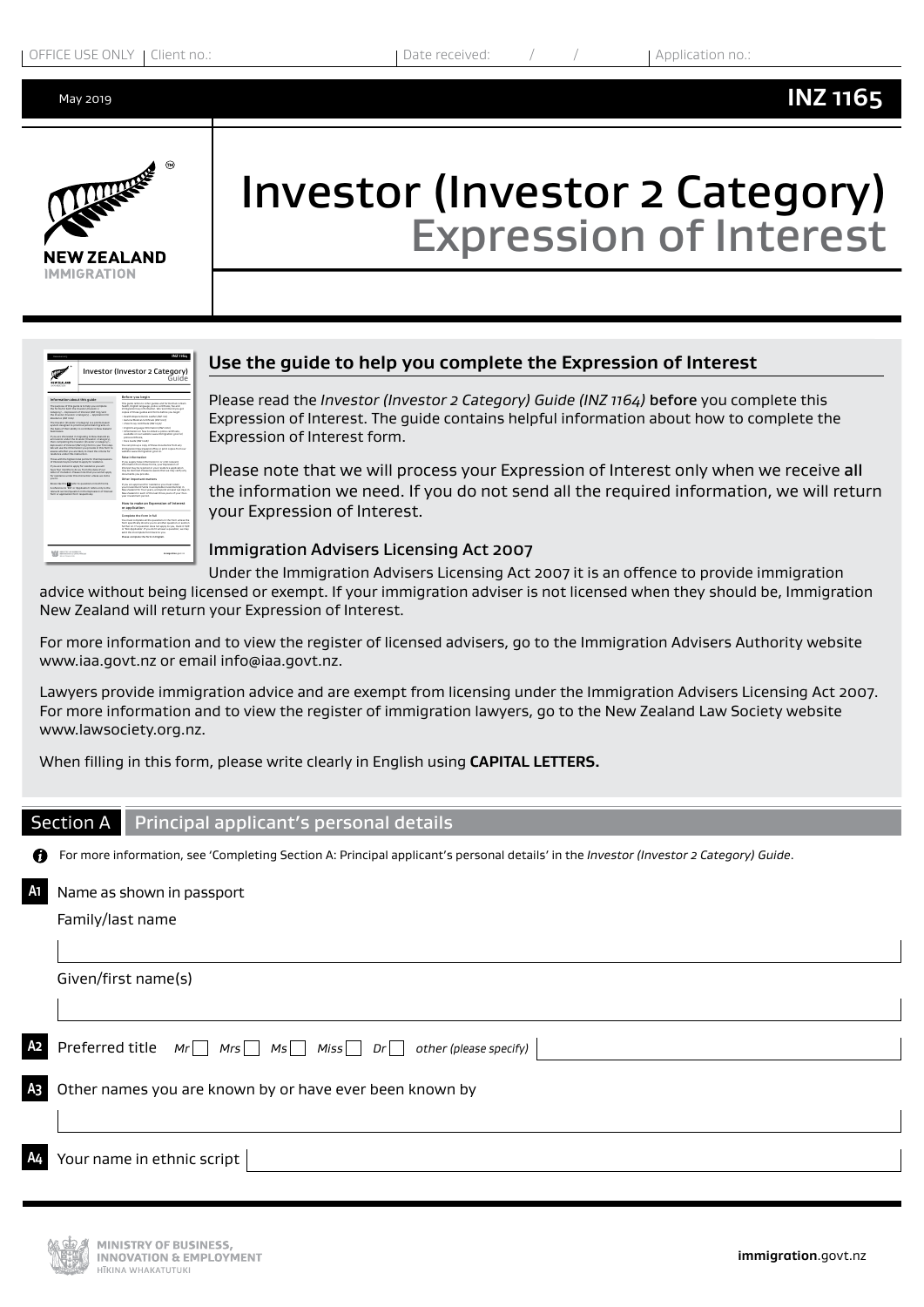OFFICE USE ONLY | Client no.: | Date received: / / | Application no.:

May 2019

**INZ 1165**

# Investor (Investor 2 Category) Expression of Interest

## Use the guide to help you complete the Expression of Interest

Please read the *Investor (Investor 2 Category) Guide (INZ 1164)* before you complete this Expression of Interest. The guide contains helpful information about how to complete the Expression of Interest form.

Please note that we will process your Expression of Interest only when we receive all the information we need. If you do not send all the required information, we will return your Expression of Interest.

### Immigration Advisers Licensing Act 2007

Under the Immigration Advisers Licensing Act 2007 it is an offence to provide immigration advice without being licensed or exempt. If your immigration adviser is not licensed when they should be, Immigration New Zealand will return your Expression of Interest.

For more information and to view the register of licensed advisers, go to the Immigration Advisers Authority website www.iaa.govt.nz or email info@iaa.govt.nz.

Lawyers provide immigration advice and are exempt from licensing under the Immigration Advisers Licensing Act 2007. For more information and to view the register of immigration lawyers, go to the New Zealand Law Society website www.lawsociety.org.nz.

When filling in this form, please write clearly in English using **CAPITAL LETTERS.**

## Section A Principal applicant's personal details

For more information, see 'Completing Section A: Principal applicant's personal details' in the *Investor (Investor 2 Category) Guide*.

**A1** Name as shown in passport

Family/last name

Given/first name(s)

**A2** Preferred title *Mr* ☐ *Mrs* ☐ *Ms* ☐ *Miss* ☐ *Dr* ☐ *other (please specify)*

**A3** Other names you are known by or have ever been known by

**A4** Your name in ethnic script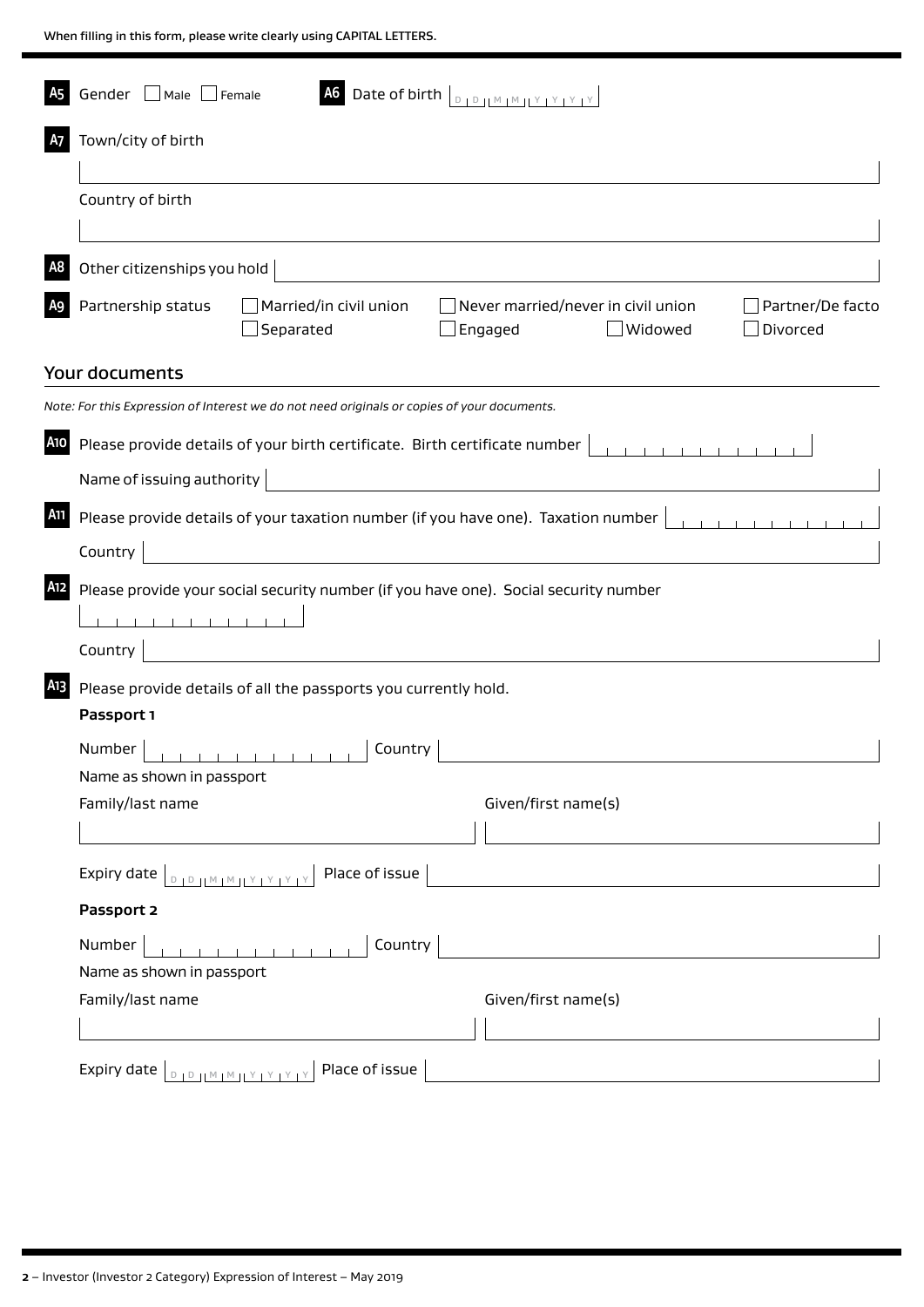When filling in this form, please write clearly using CAPITAL LETTERS.

**A5** Gender ☐ Male ☐ Female

**A6** Date of birth D D M M Y Y Y Y

**A7** Town/city of birth

Country of birth

**A8** Other citizenships you hold

**A9** Partnership status ☐ Married/in civil union ☐ Never married/never in civil union ☐ Partner/De facto ☐ Separated ☐ Engaged ☐ Widowed ☐ Divorced

## Your documents

*Note: For this Expression of Interest we do not need originals or copies of your documents.*

**A10** Please provide details of your birth certificate. Birth certificate number

Name of issuing authority

**A11** Please provide details of your taxation number (if you have one). Taxation number

Country

**A12** Please provide your social security number (if you have one). Social security number

Country

**A13** Please provide details of all the passports you currently hold.

**Passport 1**

Number | Country

Name as shown in passport

Family/last name | Given/first name(s)

Expiry date D D M M Y Y Y Y | Place of issue

**Passport 2**

Number | Country

Name as shown in passport

Family/last name | Given/first name(s)

Expiry date D D M M Y Y Y Y | Place of issue

**2** – Investor (Investor 2 Category) Expression of Interest – May 2019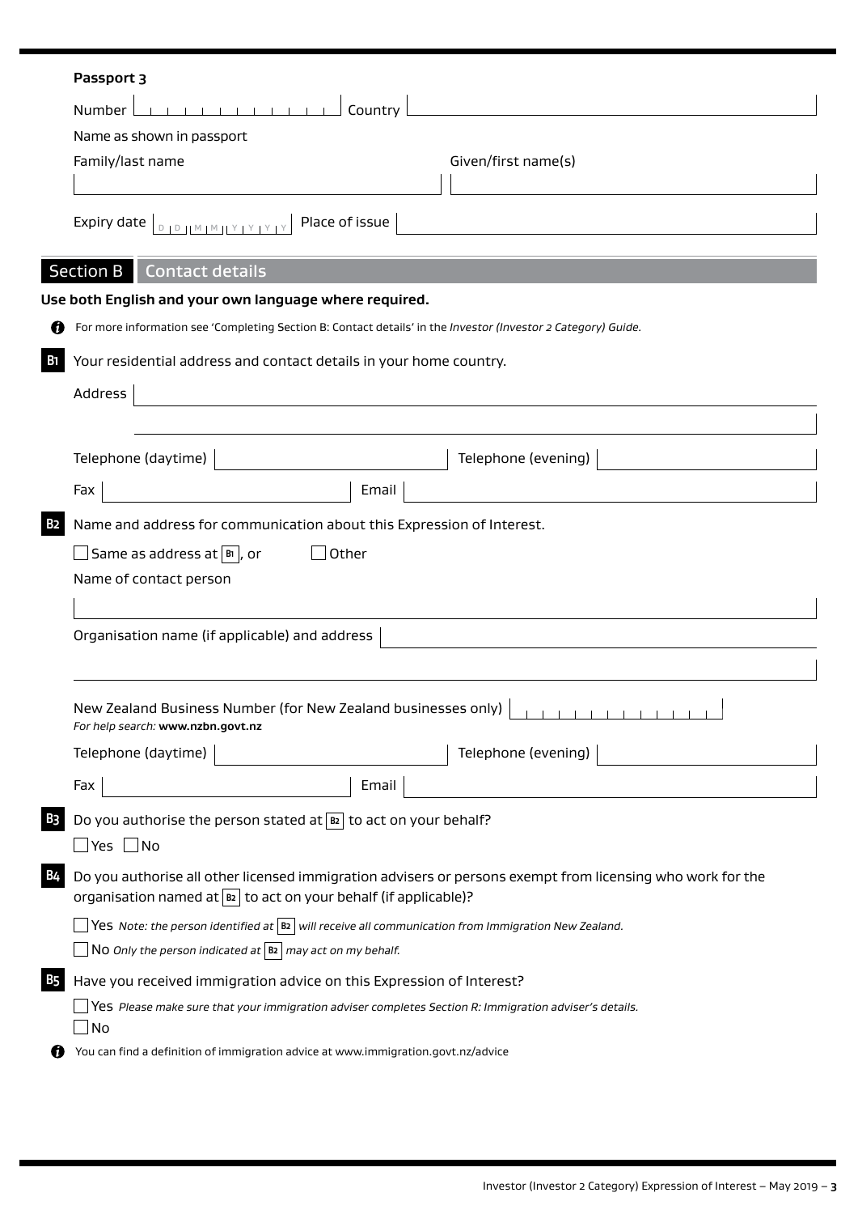**Passport 3**

Number | Country

Name as shown in passport

Family/last name | Given/first name(s)

Expiry date DD MM YYYY | Place of issue

## Section B Contact details

**Use both English and your own language where required.**

For more information see 'Completing Section B: Contact details' in the *Investor (Investor 2 Category) Guide.*

**B1** Your residential address and contact details in your home country.

Address

Telephone (daytime) | Telephone (evening)

Fax | Email

**B2** Name and address for communication about this Expression of Interest.

☐ Same as address at B1, or ☐ Other

Name of contact person

Organisation name (if applicable) and address

New Zealand Business Number (for New Zealand businesses only)
*For help search:* **www.nzbn.govt.nz**

Telephone (daytime) | Telephone (evening)

Fax | Email

**B3** Do you authorise the person stated at B2 to act on your behalf?

☐ Yes ☐ No

**B4** Do you authorise all other licensed immigration advisers or persons exempt from licensing who work for the organisation named at B2 to act on your behalf (if applicable)?

☐ Yes *Note: the person identified at B2 will receive all communication from Immigration New Zealand.*

☐ No *Only the person indicated at B2 may act on my behalf.*

**B5** Have you received immigration advice on this Expression of Interest?

☐ Yes *Please make sure that your immigration adviser completes Section R: Immigration adviser's details.*

☐ No

You can find a definition of immigration advice at www.immigration.govt.nz/advice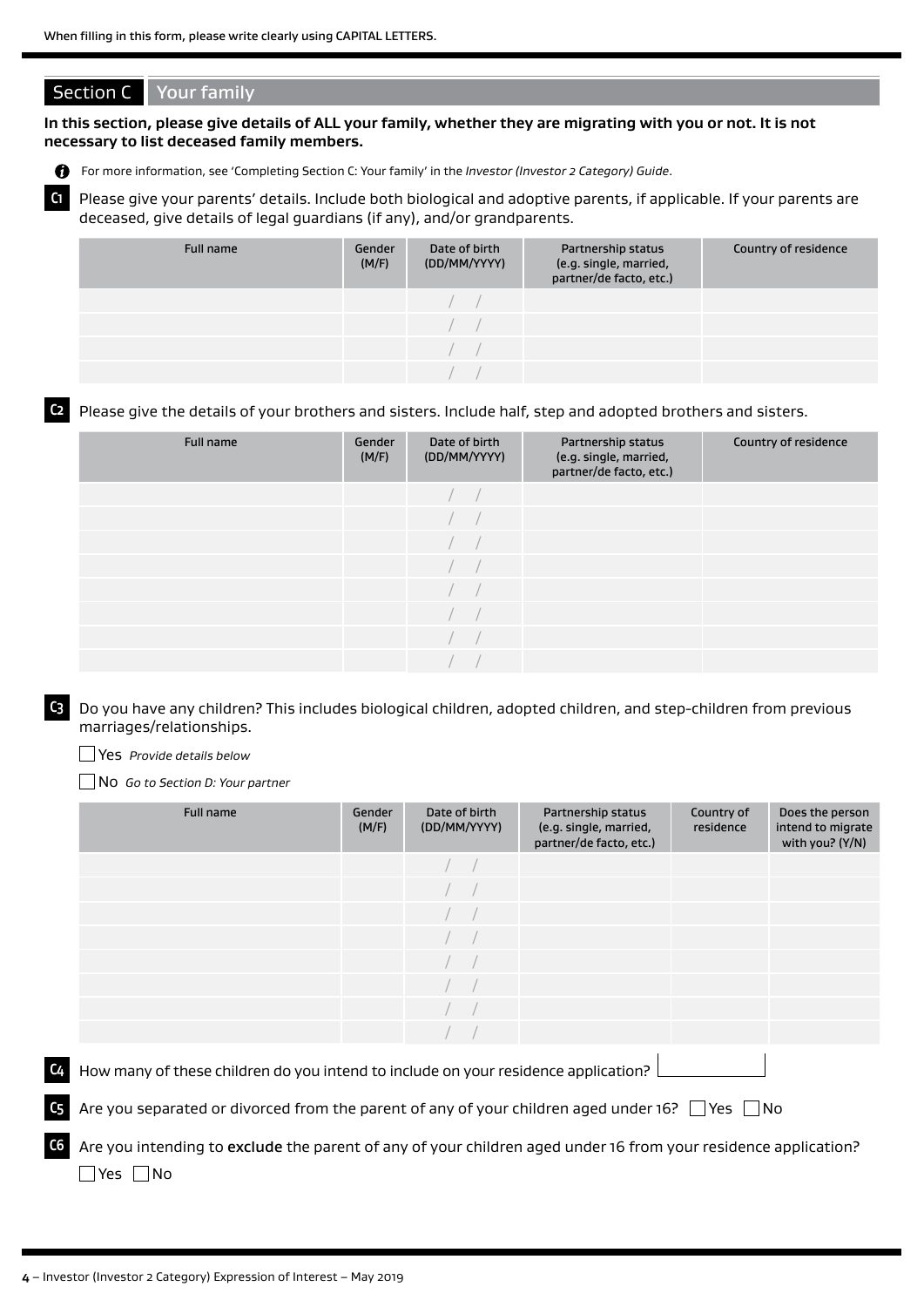When filling in this form, please write clearly using CAPITAL LETTERS.

## Section C Your family

**In this section, please give details of ALL your family, whether they are migrating with you or not. It is not necessary to list deceased family members.**

For more information, see 'Completing Section C: Your family' in the *Investor (Investor 2 Category) Guide*.

**C1** Please give your parents' details. Include both biological and adoptive parents, if applicable. If your parents are deceased, give details of legal guardians (if any), and/or grandparents.

| Full name | Gender (M/F) | Date of birth (DD/MM/YYYY) | Partnership status (e.g. single, married, partner/de facto, etc.) | Country of residence |
|---|---|---|---|---|
| | | / / | | |
| | | / / | | |
| | | / / | | |
| | | / / | | |

**C2** Please give the details of your brothers and sisters. Include half, step and adopted brothers and sisters.

| Full name | Gender (M/F) | Date of birth (DD/MM/YYYY) | Partnership status (e.g. single, married, partner/de facto, etc.) | Country of residence |
|---|---|---|---|---|
| | | / / | | |
| | | / / | | |
| | | / / | | |
| | | / / | | |
| | | / / | | |
| | | / / | | |
| | | / / | | |
| | | / / | | |

**C3** Do you have any children? This includes biological children, adopted children, and step-children from previous marriages/relationships.

☐ Yes *Provide details below*

☐ No *Go to Section D: Your partner*

| Full name | Gender (M/F) | Date of birth (DD/MM/YYYY) | Partnership status (e.g. single, married, partner/de facto, etc.) | Country of residence | Does the person intend to migrate with you? (Y/N) |
|---|---|---|---|---|---|
| | | / / | | | |
| | | / / | | | |
| | | / / | | | |
| | | / / | | | |
| | | / / | | | |
| | | / / | | | |
| | | / / | | | |
| | | / / | | | |

**C4** How many of these children do you intend to include on your residence application? ______

**C5** Are you separated or divorced from the parent of any of your children aged under 16? ☐ Yes ☐ No

**C6** Are you intending to **exclude** the parent of any of your children aged under 16 from your residence application?

☐ Yes ☐ No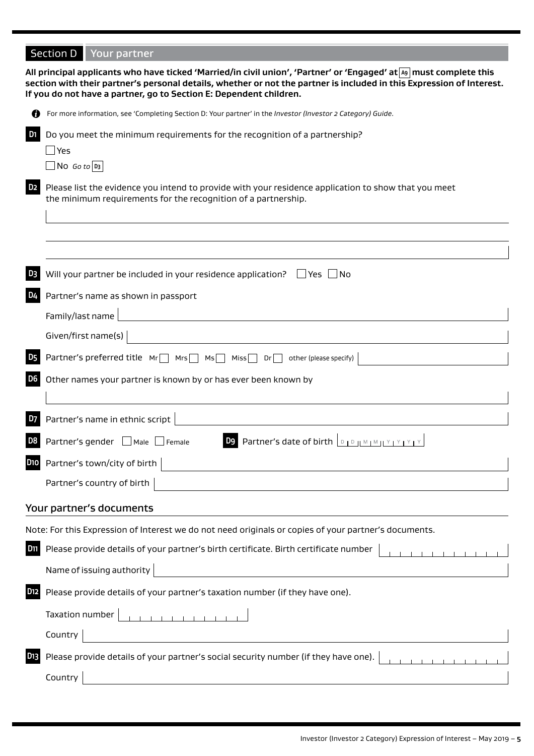## Section D Your partner

**All principal applicants who have ticked 'Married/in civil union', 'Partner' or 'Engaged' at A9 must complete this section with their partner's personal details, whether or not the partner is included in this Expression of Interest. If you do not have a partner, go to Section E: Dependent children.**

For more information, see 'Completing Section D: Your partner' in the *Investor (Investor 2 Category) Guide*.

**D1** Do you meet the minimum requirements for the recognition of a partnership?

☐ Yes

☐ No *Go to* D3

**D2** Please list the evidence you intend to provide with your residence application to show that you meet the minimum requirements for the recognition of a partnership.

**D3** Will your partner be included in your residence application? ☐ Yes ☐ No

**D4** Partner's name as shown in passport

Family/last name

Given/first name(s)

**D5** Partner's preferred title Mr ☐ Mrs ☐ Ms ☐ Miss ☐ Dr ☐ other (please specify)

**D6** Other names your partner is known by or has ever been known by

**D7** Partner's name in ethnic script

**D8** Partner's gender ☐ Male ☐ Female

**D9** Partner's date of birth D D M M Y Y Y Y

**D10** Partner's town/city of birth

Partner's country of birth

### Your partner's documents

Note: For this Expression of Interest we do not need originals or copies of your partner's documents.

**D11** Please provide details of your partner's birth certificate. Birth certificate number

Name of issuing authority

**D12** Please provide details of your partner's taxation number (if they have one).

Taxation number

Country

**D13** Please provide details of your partner's social security number (if they have one).

Country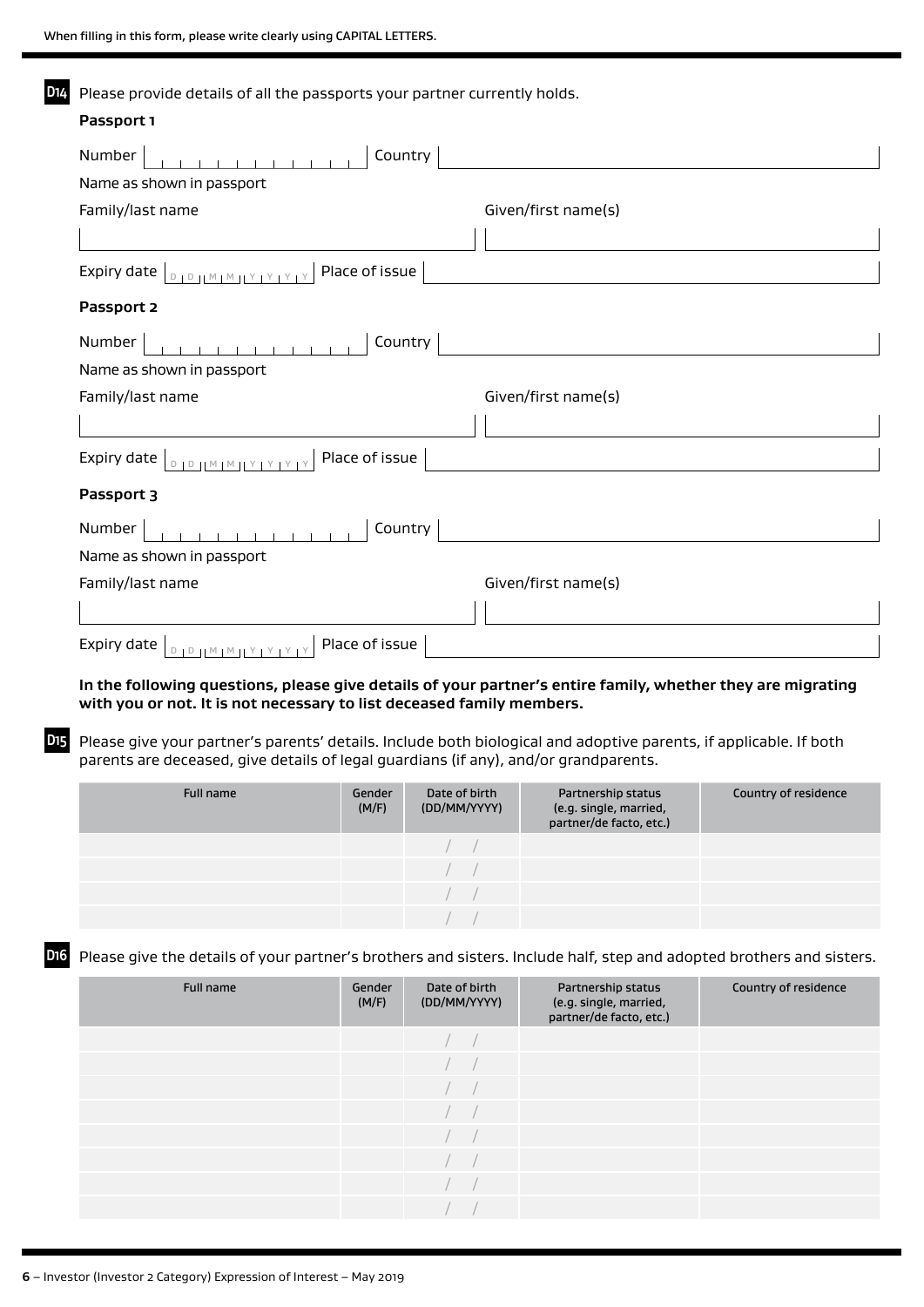When filling in this form, please write clearly using CAPITAL LETTERS.

**D14** Please provide details of all the passports your partner currently holds.

**Passport 1**

Number | Country

Name as shown in passport

Family/last name | Given/first name(s)

Expiry date DD MM YYYY | Place of issue

**Passport 2**

Number | Country

Name as shown in passport

Family/last name | Given/first name(s)

Expiry date DD MM YYYY | Place of issue

**Passport 3**

Number | Country

Name as shown in passport

Family/last name | Given/first name(s)

Expiry date DD MM YYYY | Place of issue

**In the following questions, please give details of your partner's entire family, whether they are migrating with you or not. It is not necessary to list deceased family members.**

**D15** Please give your partner's parents' details. Include both biological and adoptive parents, if applicable. If both parents are deceased, give details of legal guardians (if any), and/or grandparents.

| Full name | Gender (M/F) | Date of birth (DD/MM/YYYY) | Partnership status (e.g. single, married, partner/de facto, etc.) | Country of residence |
|---|---|---|---|---|
| | | / / | | |
| | | / / | | |
| | | / / | | |
| | | / / | | |

**D16** Please give the details of your partner's brothers and sisters. Include half, step and adopted brothers and sisters.

| Full name | Gender (M/F) | Date of birth (DD/MM/YYYY) | Partnership status (e.g. single, married, partner/de facto, etc.) | Country of residence |
|---|---|---|---|---|
| | | / / | | |
| | | / / | | |
| | | / / | | |
| | | / / | | |
| | | / / | | |
| | | / / | | |
| | | / / | | |
| | | / / | | |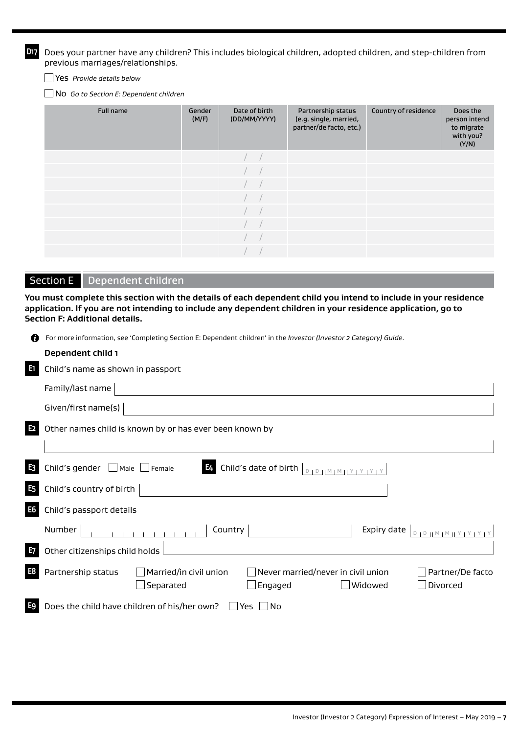**D17** Does your partner have any children? This includes biological children, adopted children, and step-children from previous marriages/relationships.

☐ Yes *Provide details below*

☐ No *Go to Section E: Dependent children*

| Full name | Gender (M/F) | Date of birth (DD/MM/YYYY) | Partnership status (e.g. single, married, partner/de facto, etc.) | Country of residence | Does the person intend to migrate with you? (Y/N) |
|---|---|---|---|---|---|
| | | / / | | | |
| | | / / | | | |
| | | / / | | | |
| | | / / | | | |
| | | / / | | | |
| | | / / | | | |
| | | / / | | | |
| | | / / | | | |

## Section E Dependent children

**You must complete this section with the details of each dependent child you intend to include in your residence application. If you are not intending to include any dependent children in your residence application, go to Section F: Additional details.**

For more information, see 'Completing Section E: Dependent children' in the *Investor (Investor 2 Category) Guide*.

### Dependent child 1

**E1** Child's name as shown in passport

Family/last name

Given/first name(s)

**E2** Other names child is known by or has ever been known by

**E3** Child's gender ☐ Male ☐ Female

**E4** Child's date of birth D D M M Y Y Y Y

**E5** Child's country of birth

**E6** Child's passport details

Number

Country

Expiry date D D M M Y Y Y Y

**E7** Other citizenships child holds

**E8** Partnership status ☐ Married/in civil union ☐ Never married/never in civil union ☐ Partner/De facto ☐ Separated ☐ Engaged ☐ Widowed ☐ Divorced

**E9** Does the child have children of his/her own? ☐ Yes ☐ No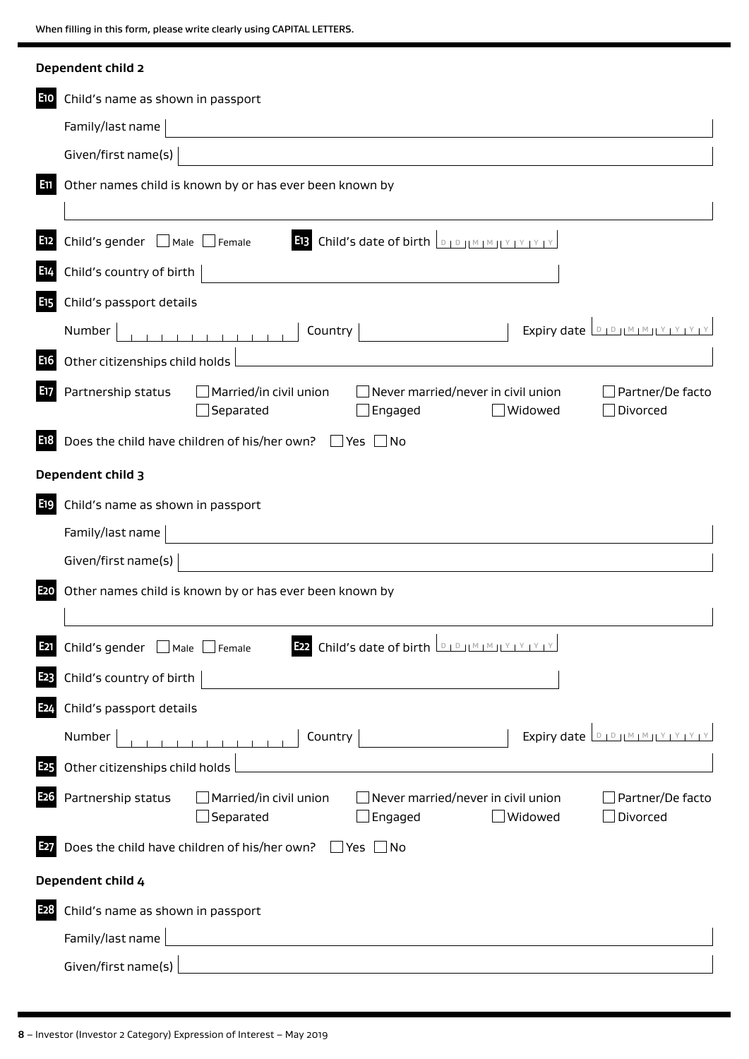When filling in this form, please write clearly using CAPITAL LETTERS.

## Dependent child 2

**E10** Child's name as shown in passport

Family/last name

Given/first name(s)

**E11** Other names child is known by or has ever been known by

**E12** Child's gender ☐ Male ☐ Female

**E13** Child's date of birth D D M M Y Y Y Y

**E14** Child's country of birth

**E15** Child's passport details

Number | Country | Expiry date D D M M Y Y Y Y

**E16** Other citizenships child holds

**E17** Partnership status ☐ Married/in civil union ☐ Never married/never in civil union ☐ Partner/De facto ☐ Separated ☐ Engaged ☐ Widowed ☐ Divorced

**E18** Does the child have children of his/her own? ☐ Yes ☐ No

## Dependent child 3

**E19** Child's name as shown in passport

Family/last name

Given/first name(s)

**E20** Other names child is known by or has ever been known by

**E21** Child's gender ☐ Male ☐ Female

**E22** Child's date of birth D D M M Y Y Y Y

**E23** Child's country of birth

**E24** Child's passport details

Number | Country | Expiry date D D M M Y Y Y Y

**E25** Other citizenships child holds

**E26** Partnership status ☐ Married/in civil union ☐ Never married/never in civil union ☐ Partner/De facto ☐ Separated ☐ Engaged ☐ Widowed ☐ Divorced

**E27** Does the child have children of his/her own? ☐ Yes ☐ No

## Dependent child 4

**E28** Child's name as shown in passport

Family/last name

Given/first name(s)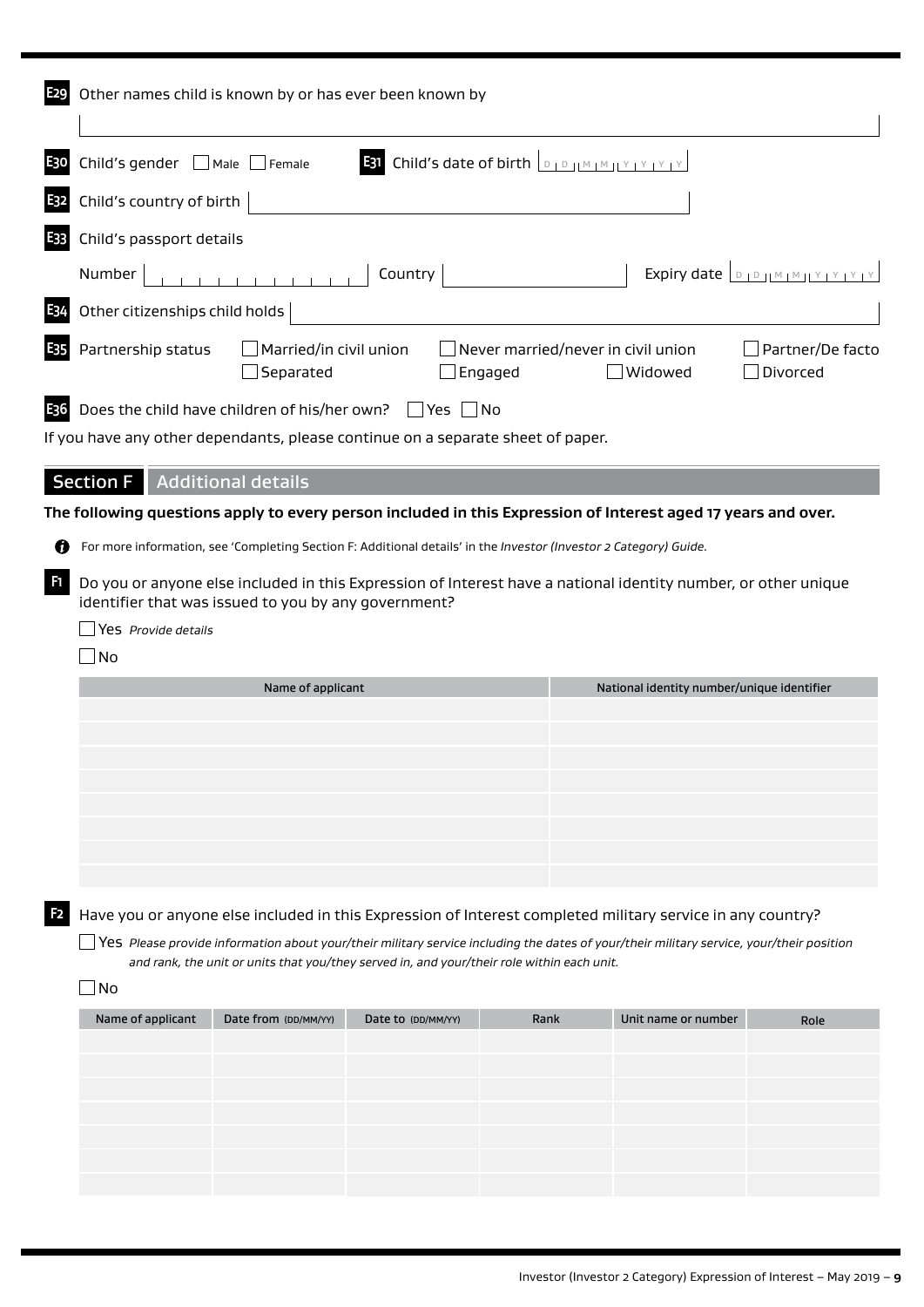**E29** Other names child is known by or has ever been known by

**E30** Child's gender ☐ Male ☐ Female

**E31** Child's date of birth D D M M Y Y Y Y

**E32** Child's country of birth

**E33** Child's passport details

Number Country Expiry date D D M M Y Y Y Y

**E34** Other citizenships child holds

**E35** Partnership status
☐ Married/in civil union ☐ Never married/never in civil union ☐ Partner/De facto
☐ Separated ☐ Engaged ☐ Widowed ☐ Divorced

**E36** Does the child have children of his/her own? ☐ Yes ☐ No

If you have any other dependants, please continue on a separate sheet of paper.

## Section F Additional details

**The following questions apply to every person included in this Expression of Interest aged 17 years and over.**

For more information, see 'Completing Section F: Additional details' in the *Investor (Investor 2 Category) Guide.*

**F1** Do you or anyone else included in this Expression of Interest have a national identity number, or other unique identifier that was issued to you by any government?

☐ Yes *Provide details*

☐ No

| Name of applicant | National identity number/unique identifier |
|---|---|
| | |
| | |
| | |
| | |
| | |
| | |
| | |
| | |

**F2** Have you or anyone else included in this Expression of Interest completed military service in any country?

☐ Yes *Please provide information about your/their military service including the dates of your/their military service, your/their position and rank, the unit or units that you/they served in, and your/their role within each unit.*

☐ No

| Name of applicant | Date from (DD/MM/YY) | Date to (DD/MM/YY) | Rank | Unit name or number | Role |
|---|---|---|---|---|---|
| | | | | | |
| | | | | | |
| | | | | | |
| | | | | | |
| | | | | | |
| | | | | | |
| | | | | | |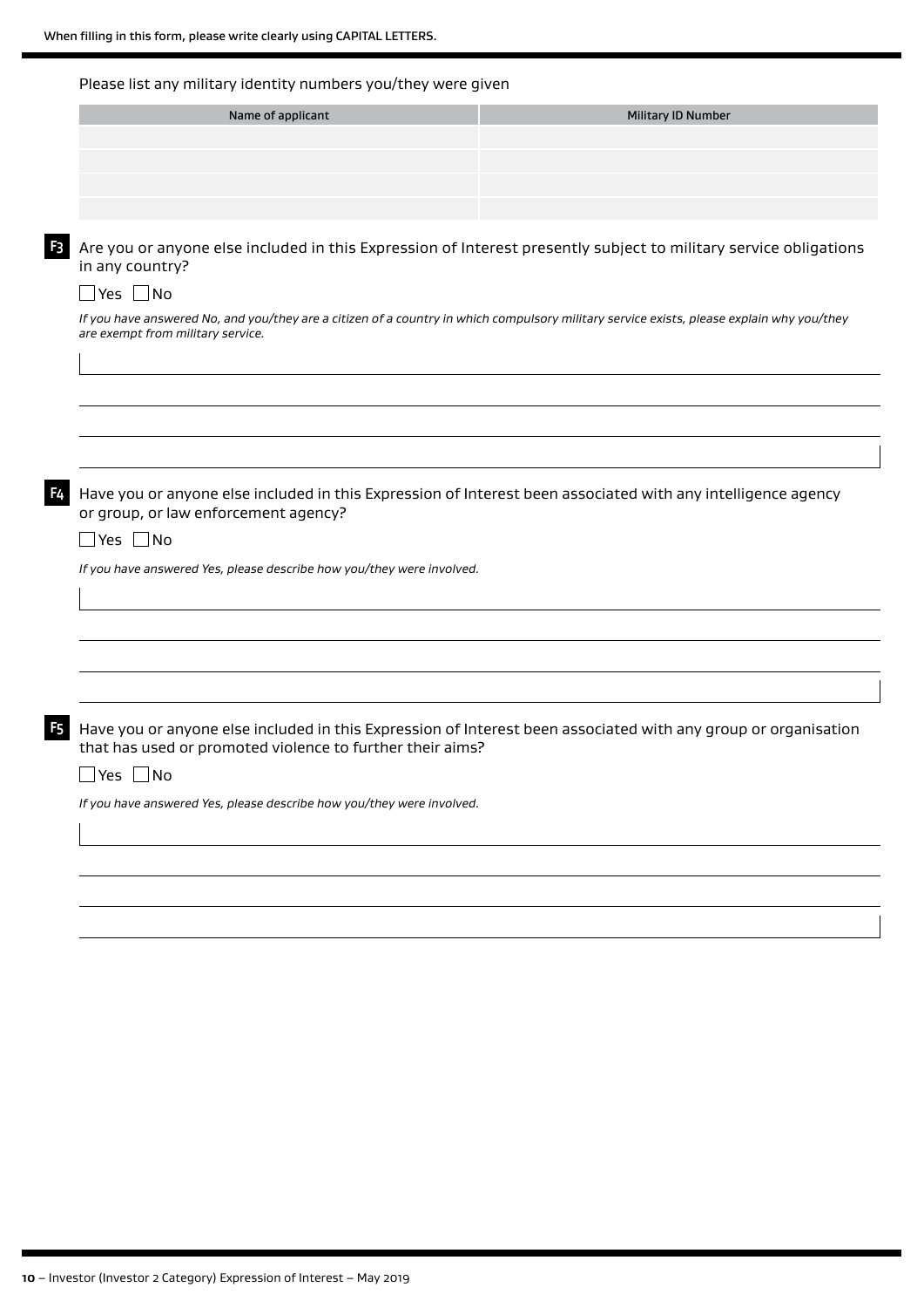When filling in this form, please write clearly using CAPITAL LETTERS.

Please list any military identity numbers you/they were given

| Name of applicant | Military ID Number |
|---|---|
| | |
| | |
| | |
| | |

**F3** Are you or anyone else included in this Expression of Interest presently subject to military service obligations in any country?

☐ Yes ☐ No

*If you have answered No, and you/they are a citizen of a country in which compulsory military service exists, please explain why you/they are exempt from military service.*

**F4** Have you or anyone else included in this Expression of Interest been associated with any intelligence agency or group, or law enforcement agency?

☐ Yes ☐ No

*If you have answered Yes, please describe how you/they were involved.*

**F5** Have you or anyone else included in this Expression of Interest been associated with any group or organisation that has used or promoted violence to further their aims?

☐ Yes ☐ No

*If you have answered Yes, please describe how you/they were involved.*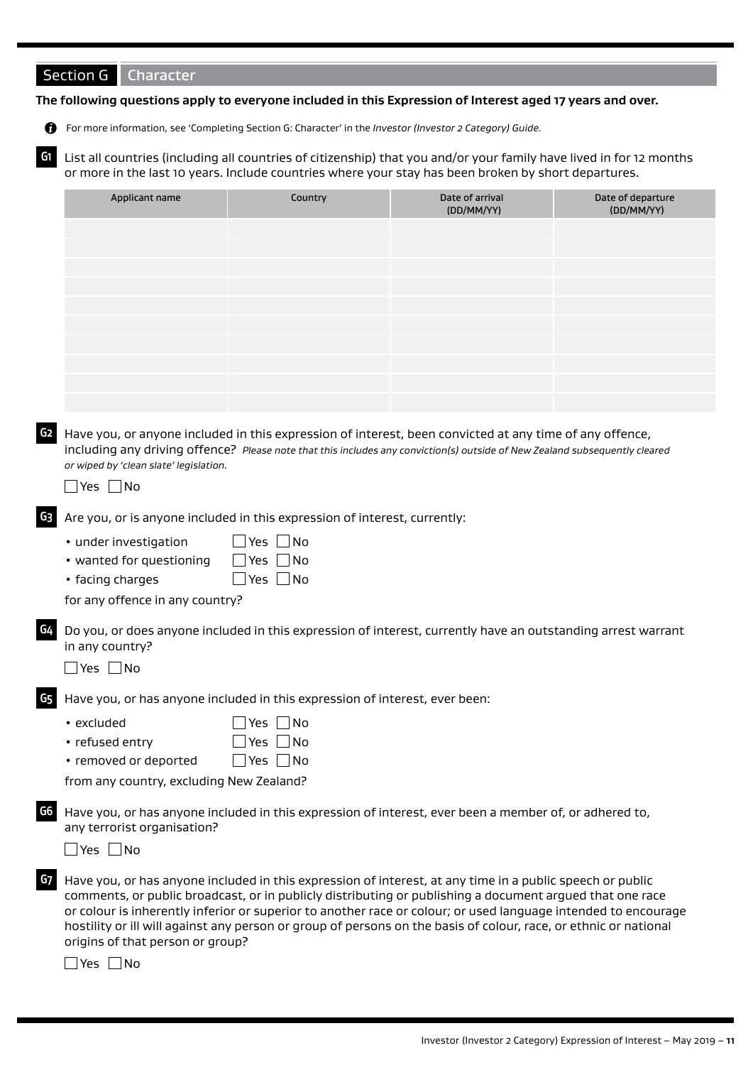## Section G Character

**The following questions apply to everyone included in this Expression of Interest aged 17 years and over.**

For more information, see 'Completing Section G: Character' in the *Investor (Investor 2 Category) Guide.*

**G1** List all countries (including all countries of citizenship) that you and/or your family have lived in for 12 months or more in the last 10 years. Include countries where your stay has been broken by short departures.

| Applicant name | Country | Date of arrival (DD/MM/YY) | Date of departure (DD/MM/YY) |
|---|---|---|---|
| | | | |
| | | | |
| | | | |
| | | | |
| | | | |
| | | | |
| | | | |
| | | | |
| | | | |
| | | | |

**G2** Have you, or anyone included in this expression of interest, been convicted at any time of any offence, including any driving offence? *Please note that this includes any conviction(s) outside of New Zealand subsequently cleared or wiped by 'clean slate' legislation.*

☐ Yes ☐ No

**G3** Are you, or is anyone included in this expression of interest, currently:

- under investigation ☐ Yes ☐ No
- wanted for questioning ☐ Yes ☐ No
- facing charges ☐ Yes ☐ No

for any offence in any country?

**G4** Do you, or does anyone included in this expression of interest, currently have an outstanding arrest warrant in any country?

☐ Yes ☐ No

**G5** Have you, or has anyone included in this expression of interest, ever been:

- excluded ☐ Yes ☐ No
- refused entry ☐ Yes ☐ No
- removed or deported ☐ Yes ☐ No

from any country, excluding New Zealand?

**G6** Have you, or has anyone included in this expression of interest, ever been a member of, or adhered to, any terrorist organisation?

☐ Yes ☐ No

**G7** Have you, or has anyone included in this expression of interest, at any time in a public speech or public comments, or public broadcast, or in publicly distributing or publishing a document argued that one race or colour is inherently inferior or superior to another race or colour; or used language intended to encourage hostility or ill will against any person or group of persons on the basis of colour, race, or ethnic or national origins of that person or group?

☐ Yes ☐ No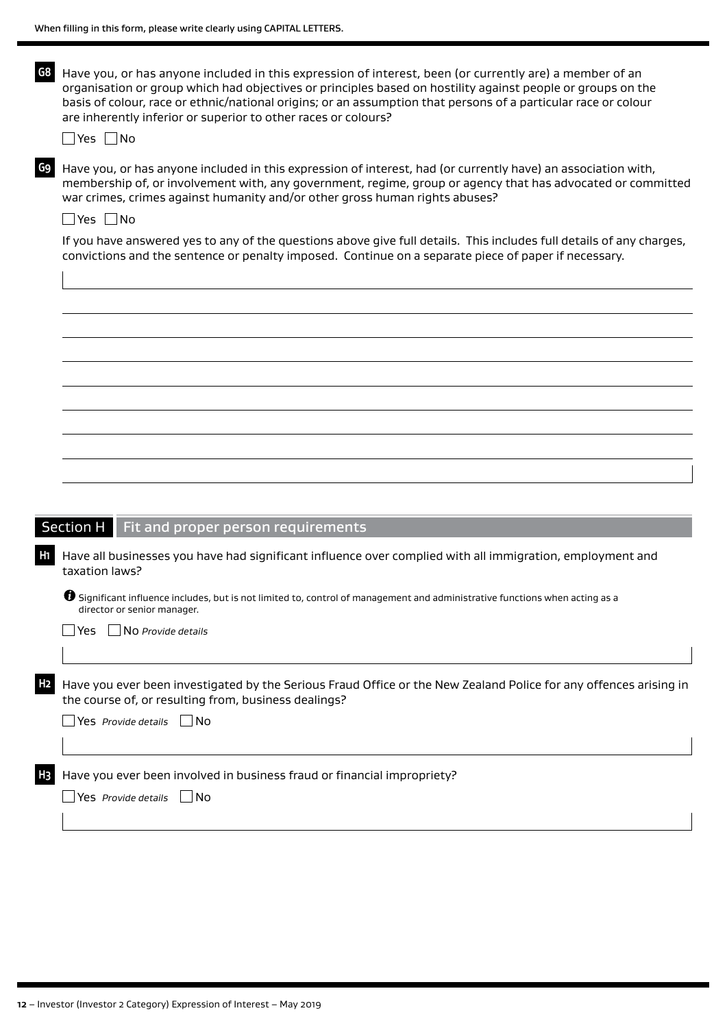When filling in this form, please write clearly using CAPITAL LETTERS.

**G8** Have you, or has anyone included in this expression of interest, been (or currently are) a member of an organisation or group which had objectives or principles based on hostility against people or groups on the basis of colour, race or ethnic/national origins; or an assumption that persons of a particular race or colour are inherently inferior or superior to other races or colours?

☐ Yes ☐ No

**G9** Have you, or has anyone included in this expression of interest, had (or currently have) an association with, membership of, or involvement with, any government, regime, group or agency that has advocated or committed war crimes, crimes against humanity and/or other gross human rights abuses?

☐ Yes ☐ No

If you have answered yes to any of the questions above give full details. This includes full details of any charges, convictions and the sentence or penalty imposed. Continue on a separate piece of paper if necessary.

## Section H Fit and proper person requirements

**H1** Have all businesses you have had significant influence over complied with all immigration, employment and taxation laws?

Significant influence includes, but is not limited to, control of management and administrative functions when acting as a director or senior manager.

☐ Yes ☐ No *Provide details*

**H2** Have you ever been investigated by the Serious Fraud Office or the New Zealand Police for any offences arising in the course of, or resulting from, business dealings?

☐ Yes *Provide details* ☐ No

**H3** Have you ever been involved in business fraud or financial impropriety?

☐ Yes *Provide details* ☐ No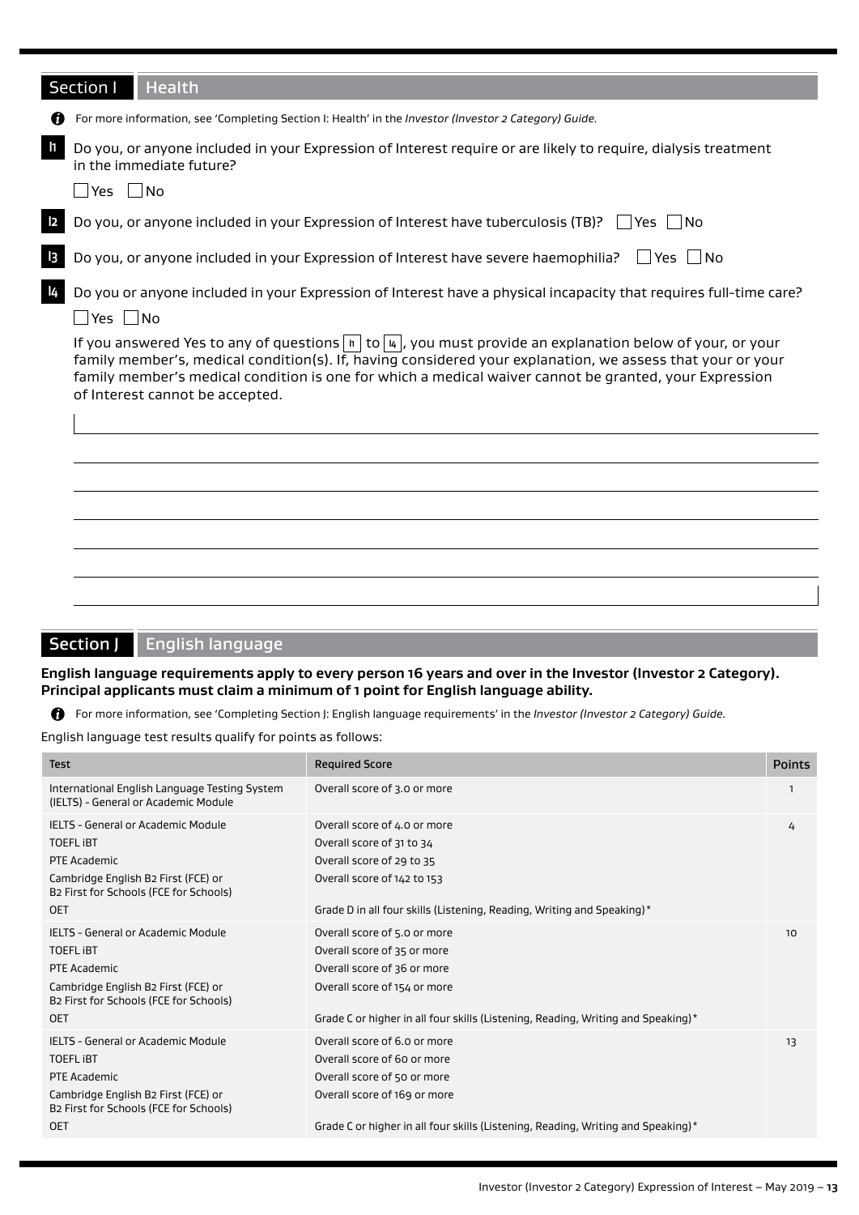## Section I Health

For more information, see 'Completing Section I: Health' in the *Investor (Investor 2 Category) Guide.*

**I1** Do you, or anyone included in your Expression of Interest require or are likely to require, dialysis treatment in the immediate future?

☐ Yes ☐ No

**I2** Do you, or anyone included in your Expression of Interest have tuberculosis (TB)? ☐ Yes ☐ No

**I3** Do you, or anyone included in your Expression of Interest have severe haemophilia? ☐ Yes ☐ No

**I4** Do you or anyone included in your Expression of Interest have a physical incapacity that requires full-time care?

☐ Yes ☐ No

If you answered Yes to any of questions I1 to I4, you must provide an explanation below of your, or your family member's, medical condition(s). If, having considered your explanation, we assess that your or your family member's medical condition is one for which a medical waiver cannot be granted, your Expression of Interest cannot be accepted.

______________________________________________________________________

______________________________________________________________________

______________________________________________________________________

______________________________________________________________________

______________________________________________________________________

______________________________________________________________________

______________________________________________________________________

## Section J English language

**English language requirements apply to every person 16 years and over in the Investor (Investor 2 Category). Principal applicants must claim a minimum of 1 point for English language ability.**

For more information, see 'Completing Section J: English language requirements' in the *Investor (Investor 2 Category) Guide.*

English language test results qualify for points as follows:

| Test | Required Score | Points |
|---|---|---|
| International English Language Testing System (IELTS) - General or Academic Module | Overall score of 3.0 or more | 1 |
| IELTS - General or Academic Module<br>TOEFL iBT<br>PTE Academic<br>Cambridge English B2 First (FCE) or B2 First for Schools (FCE for Schools)<br>OET | Overall score of 4.0 or more<br>Overall score of 31 to 34<br>Overall score of 29 to 35<br>Overall score of 142 to 153<br>Grade D in all four skills (Listening, Reading, Writing and Speaking)* | 4 |
| IELTS - General or Academic Module<br>TOEFL iBT<br>PTE Academic<br>Cambridge English B2 First (FCE) or B2 First for Schools (FCE for Schools)<br>OET | Overall score of 5.0 or more<br>Overall score of 35 or more<br>Overall score of 36 or more<br>Overall score of 154 or more<br>Grade C or higher in all four skills (Listening, Reading, Writing and Speaking)* | 10 |
| IELTS - General or Academic Module<br>TOEFL iBT<br>PTE Academic<br>Cambridge English B2 First (FCE) or B2 First for Schools (FCE for Schools)<br>OET | Overall score of 6.0 or more<br>Overall score of 60 or more<br>Overall score of 50 or more<br>Overall score of 169 or more<br>Grade C or higher in all four skills (Listening, Reading, Writing and Speaking)* | 13 |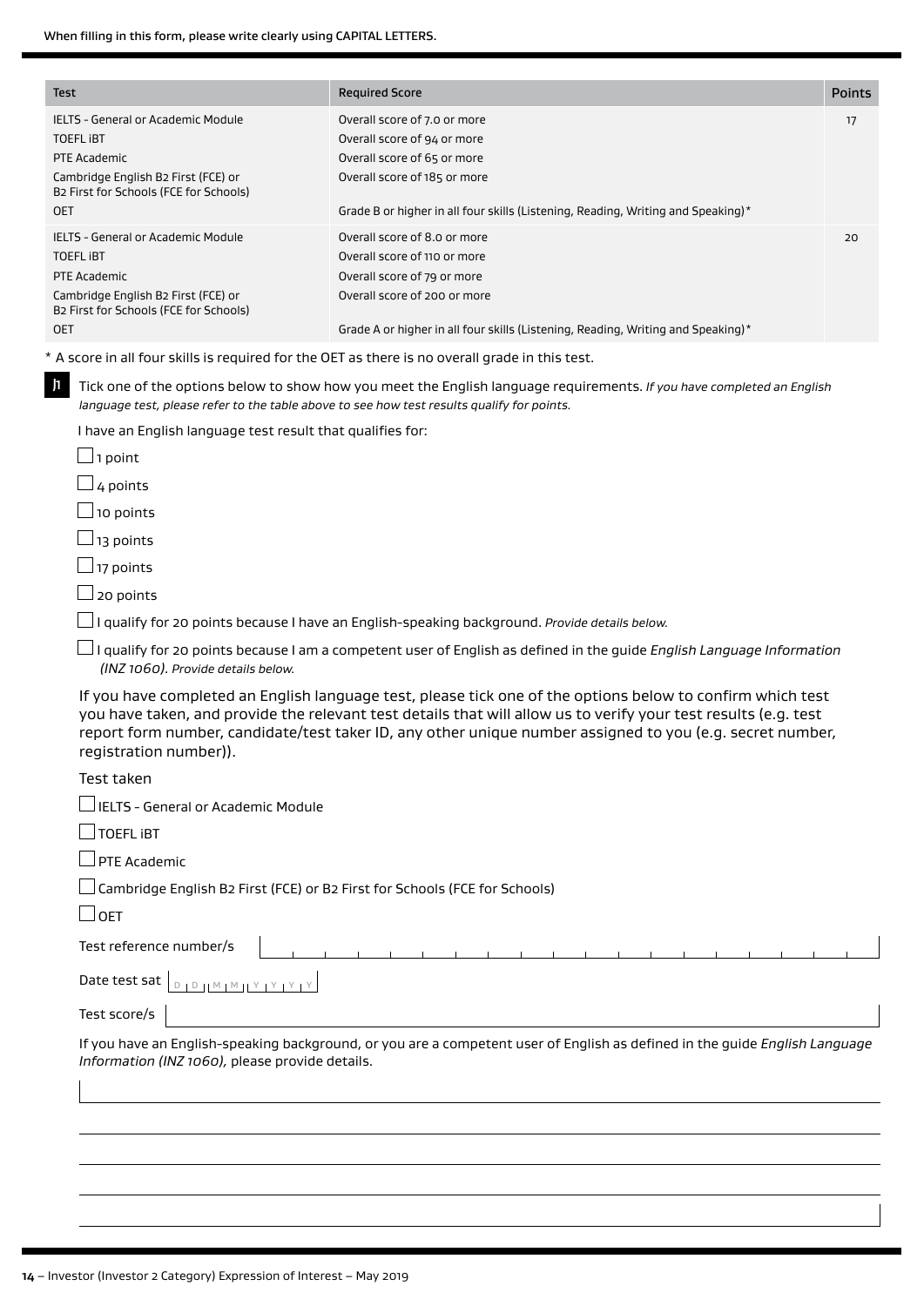When filling in this form, please write clearly using CAPITAL LETTERS.

| Test | Required Score | Points |
|---|---|---|
| IELTS - General or Academic Module | Overall score of 7.0 or more | 17 |
| TOEFL iBT | Overall score of 94 or more | |
| PTE Academic | Overall score of 65 or more | |
| Cambridge English B2 First (FCE) or B2 First for Schools (FCE for Schools) | Overall score of 185 or more | |
| OET | Grade B or higher in all four skills (Listening, Reading, Writing and Speaking)* | |
| IELTS - General or Academic Module | Overall score of 8.0 or more | 20 |
| TOEFL iBT | Overall score of 110 or more | |
| PTE Academic | Overall score of 79 or more | |
| Cambridge English B2 First (FCE) or B2 First for Schools (FCE for Schools) | Overall score of 200 or more | |
| OET | Grade A or higher in all four skills (Listening, Reading, Writing and Speaking)* | |

* A score in all four skills is required for the OET as there is no overall grade in this test.

**J1** Tick one of the options below to show how you meet the English language requirements. *If you have completed an English language test, please refer to the table above to see how test results qualify for points.*

I have an English language test result that qualifies for:

- ☐ 1 point
- ☐ 4 points
- ☐ 10 points
- ☐ 13 points
- ☐ 17 points
- ☐ 20 points
- ☐ I qualify for 20 points because I have an English-speaking background. *Provide details below.*
- ☐ I qualify for 20 points because I am a competent user of English as defined in the guide *English Language Information (INZ 1060). Provide details below.*

If you have completed an English language test, please tick one of the options below to confirm which test you have taken, and provide the relevant test details that will allow us to verify your test results (e.g. test report form number, candidate/test taker ID, any other unique number assigned to you (e.g. secret number, registration number)).

Test taken

- ☐ IELTS - General or Academic Module
- ☐ TOEFL iBT
- ☐ PTE Academic
- ☐ Cambridge English B2 First (FCE) or B2 First for Schools (FCE for Schools)
- ☐ OET

Test reference number/s

Date test sat D D M M Y Y Y Y

Test score/s

If you have an English-speaking background, or you are a competent user of English as defined in the guide *English Language Information (INZ 1060),* please provide details.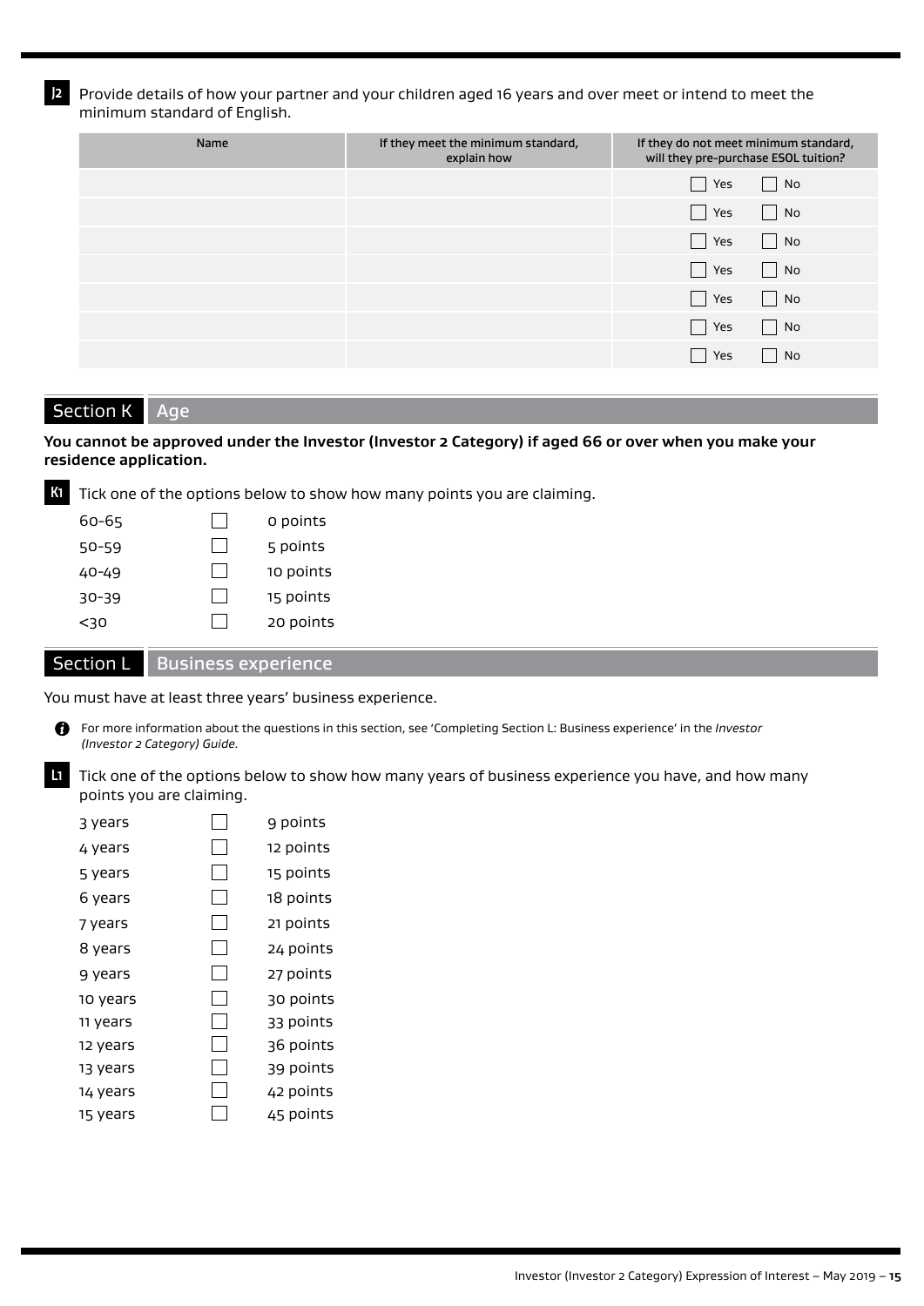**J2** Provide details of how your partner and your children aged 16 years and over meet or intend to meet the minimum standard of English.

| Name | If they meet the minimum standard, explain how | If they do not meet minimum standard, will they pre-purchase ESOL tuition? |
|---|---|---|
| | | ☐ Yes ☐ No |
| | | ☐ Yes ☐ No |
| | | ☐ Yes ☐ No |
| | | ☐ Yes ☐ No |
| | | ☐ Yes ☐ No |
| | | ☐ Yes ☐ No |
| | | ☐ Yes ☐ No |

## Section K Age

**You cannot be approved under the Investor (Investor 2 Category) if aged 66 or over when you make your residence application.**

**K1** Tick one of the options below to show how many points you are claiming.

| | | |
|---|---|---|
| 60-65 | ☐ | 0 points |
| 50-59 | ☐ | 5 points |
| 40-49 | ☐ | 10 points |
| 30-39 | ☐ | 15 points |
| <30 | ☐ | 20 points |

## Section L Business experience

You must have at least three years' business experience.

For more information about the questions in this section, see 'Completing Section L: Business experience' in the *Investor (Investor 2 Category) Guide.*

**L1** Tick one of the options below to show how many years of business experience you have, and how many points you are claiming.

| | | |
|---|---|---|
| 3 years | ☐ | 9 points |
| 4 years | ☐ | 12 points |
| 5 years | ☐ | 15 points |
| 6 years | ☐ | 18 points |
| 7 years | ☐ | 21 points |
| 8 years | ☐ | 24 points |
| 9 years | ☐ | 27 points |
| 10 years | ☐ | 30 points |
| 11 years | ☐ | 33 points |
| 12 years | ☐ | 36 points |
| 13 years | ☐ | 39 points |
| 14 years | ☐ | 42 points |
| 15 years | ☐ | 45 points |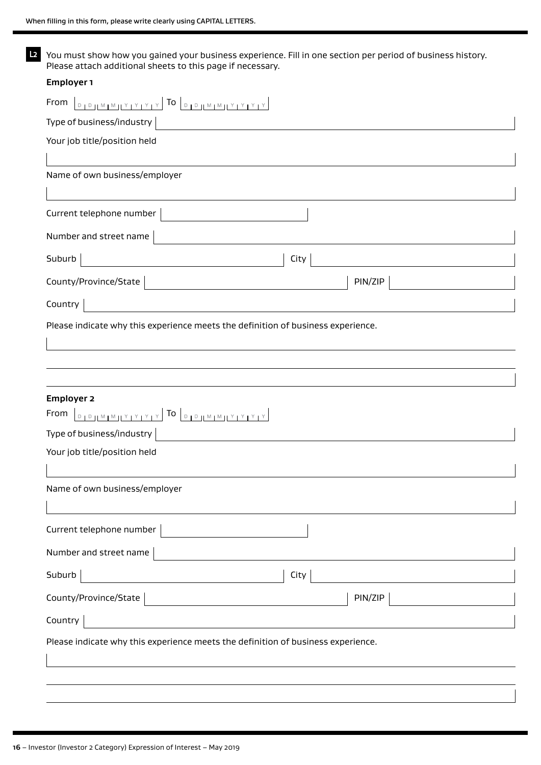When filling in this form, please write clearly using CAPITAL LETTERS.

**L2** You must show how you gained your business experience. Fill in one section per period of business history. Please attach additional sheets to this page if necessary.

**Employer 1**

From DD MM YYYY To DD MM YYYY

Type of business/industry

Your job title/position held

Name of own business/employer

Current telephone number

Number and street name

Suburb City

County/Province/State PIN/ZIP

Country

Please indicate why this experience meets the definition of business experience.

**Employer 2**

From DD MM YYYY To DD MM YYYY

Type of business/industry

Your job title/position held

Name of own business/employer

Current telephone number

Number and street name

Suburb City

County/Province/State PIN/ZIP

Country

Please indicate why this experience meets the definition of business experience.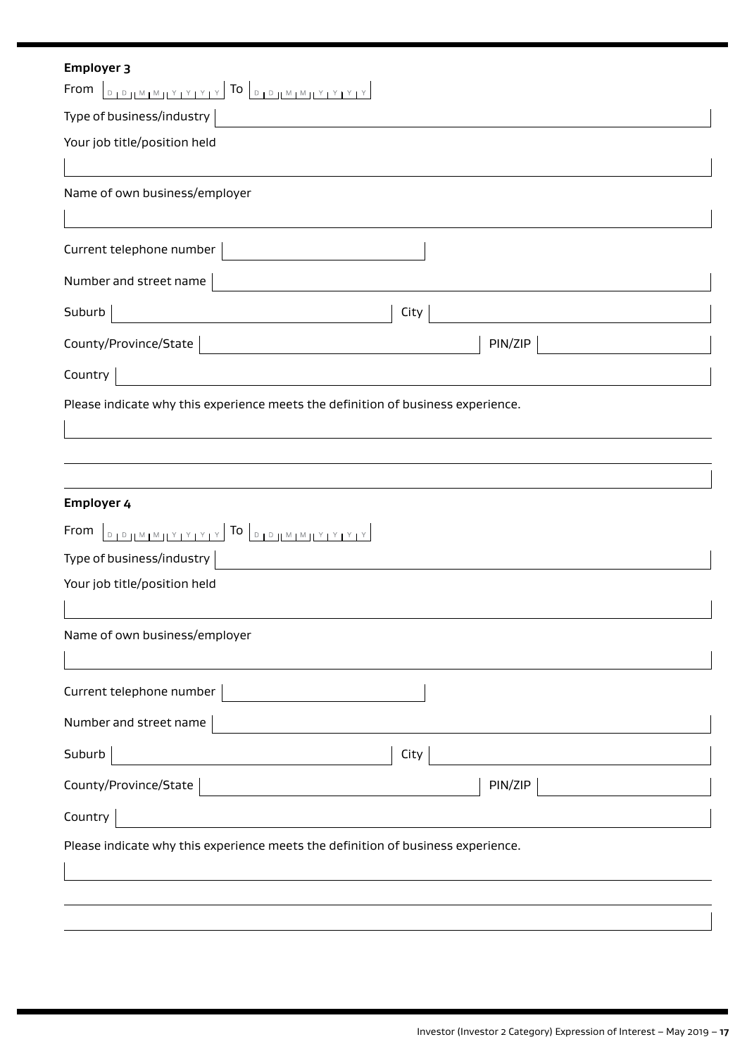**Employer 3**

From DD MM YYYY To DD MM YYYY

Type of business/industry

Your job title/position held

Name of own business/employer

Current telephone number

Number and street name

Suburb City

County/Province/State PIN/ZIP

Country

Please indicate why this experience meets the definition of business experience.

**Employer 4**

From DD MM YYYY To DD MM YYYY

Type of business/industry

Your job title/position held

Name of own business/employer

Current telephone number

Number and street name

Suburb City

County/Province/State PIN/ZIP

Country

Please indicate why this experience meets the definition of business experience.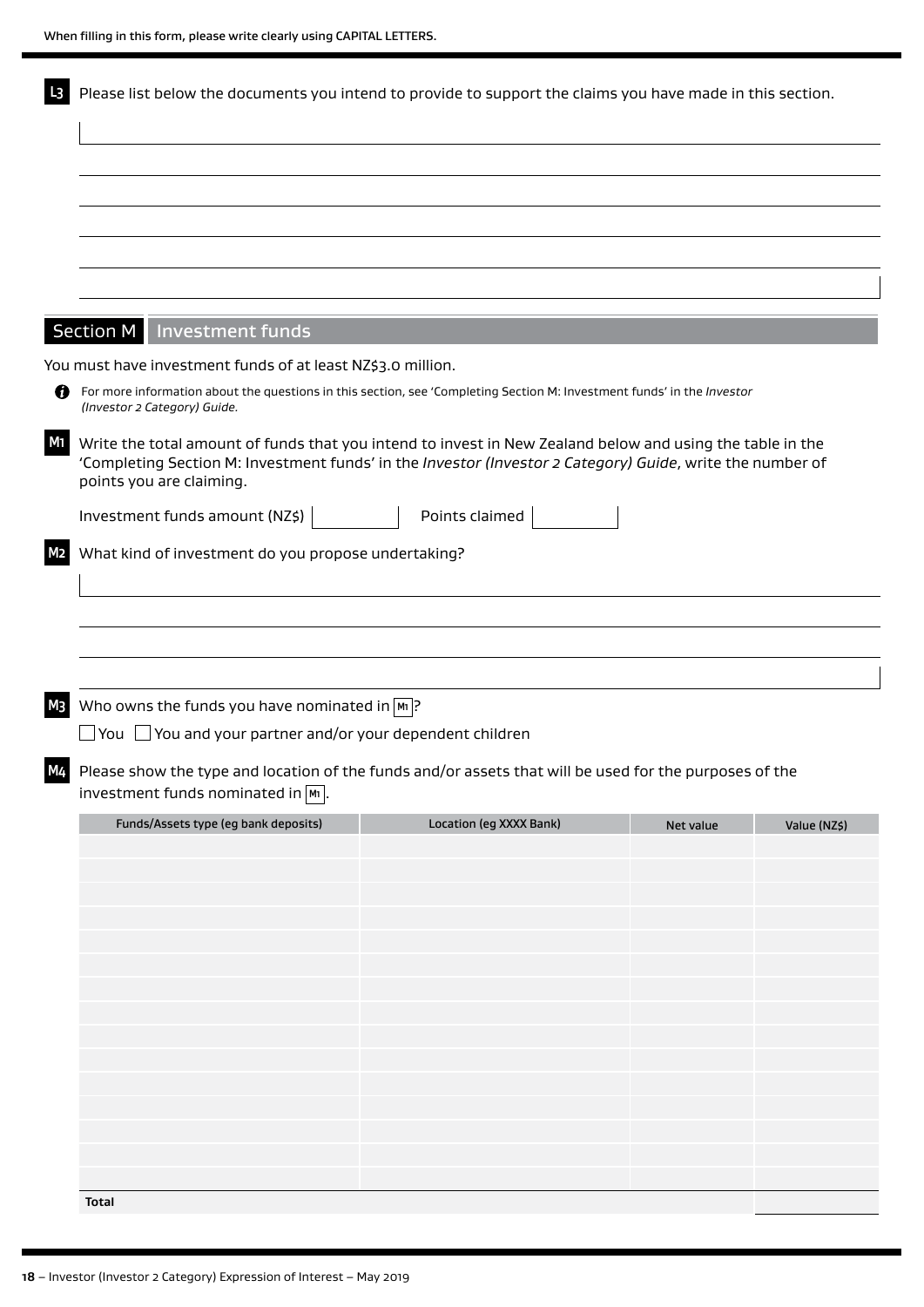When filling in this form, please write clearly using CAPITAL LETTERS.

**L3** Please list below the documents you intend to provide to support the claims you have made in this section.

## Section M Investment funds

You must have investment funds of at least NZ$3.0 million.

For more information about the questions in this section, see 'Completing Section M: Investment funds' in the *Investor (Investor 2 Category) Guide.*

**M1** Write the total amount of funds that you intend to invest in New Zealand below and using the table in the 'Completing Section M: Investment funds' in the *Investor (Investor 2 Category) Guide*, write the number of points you are claiming.

Investment funds amount (NZ$) ____ Points claimed ____

**M2** What kind of investment do you propose undertaking?

**M3** Who owns the funds you have nominated in M1?

☐ You ☐ You and your partner and/or your dependent children

**M4** Please show the type and location of the funds and/or assets that will be used for the purposes of the investment funds nominated in M1.

| Funds/Assets type (eg bank deposits) | Location (eg XXXX Bank) | Net value | Value (NZ$) |
|---|---|---|---|
| | | | |
| | | | |
| | | | |
| | | | |
| | | | |
| | | | |
| | | | |
| | | | |
| | | | |
| | | | |
| | | | |
| | | | |
| | | | |
| | | | |
| | | | |
| **Total** | | | |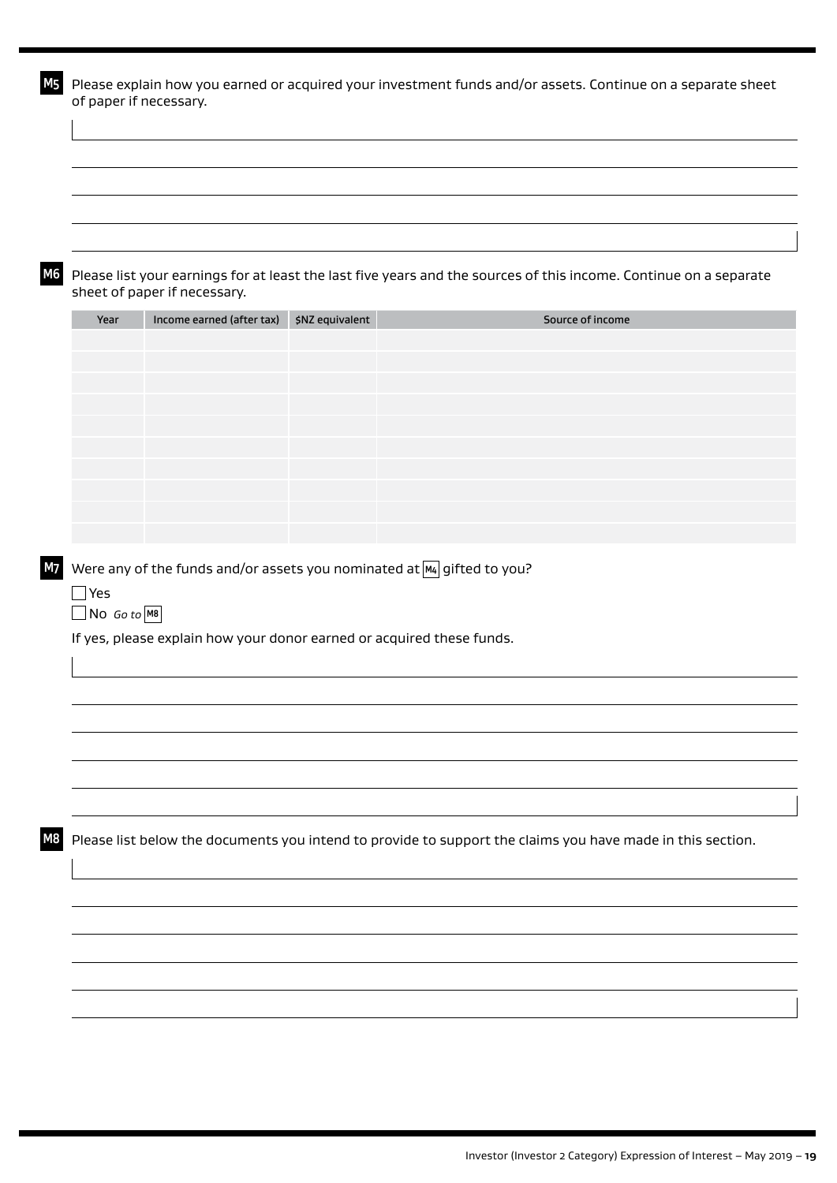**M5** Please explain how you earned or acquired your investment funds and/or assets. Continue on a separate sheet of paper if necessary.

**M6** Please list your earnings for at least the last five years and the sources of this income. Continue on a separate sheet of paper if necessary.

| Year | Income earned (after tax) | $NZ equivalent | Source of income |
|---|---|---|---|
| | | | |
| | | | |
| | | | |
| | | | |
| | | | |
| | | | |
| | | | |
| | | | |
| | | | |
| | | | |

**M7** Were any of the funds and/or assets you nominated at **M4** gifted to you?

☐ Yes

☐ No *Go to* **M8**

If yes, please explain how your donor earned or acquired these funds.

**M8** Please list below the documents you intend to provide to support the claims you have made in this section.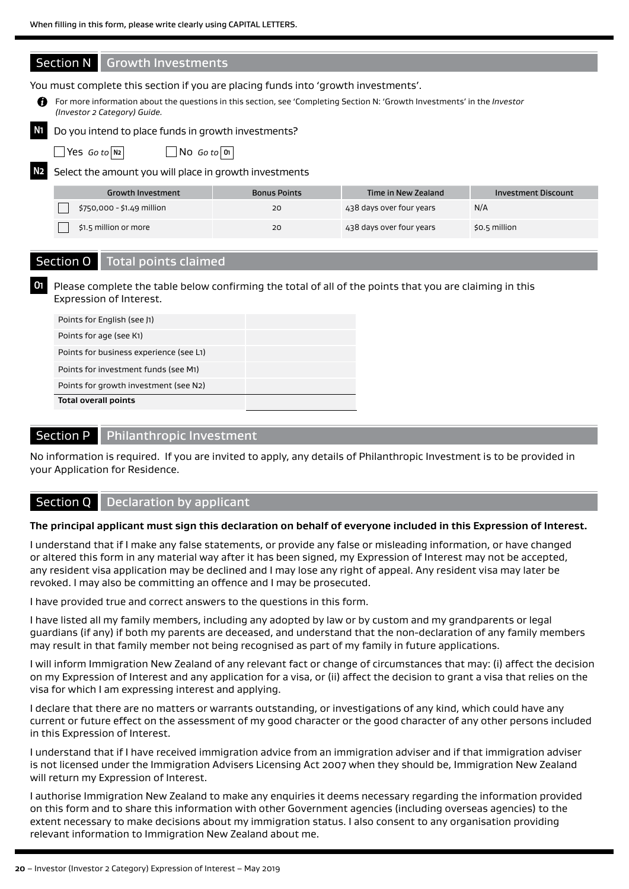When filling in this form, please write clearly using CAPITAL LETTERS.

## Section N Growth Investments

You must complete this section if you are placing funds into 'growth investments'.

For more information about the questions in this section, see 'Completing Section N: 'Growth Investments' in the *Investor (Investor 2 Category) Guide.*

**N1** Do you intend to place funds in growth investments?

☐ Yes *Go to* N2 ☐ No *Go to* O1

**N2** Select the amount you will place in growth investments

| Growth Investment | Bonus Points | Time in New Zealand | Investment Discount |
|---|---|---|---|
| ☐ $750,000 - $1.49 million | 20 | 438 days over four years | N/A |
| ☐ $1.5 million or more | 20 | 438 days over four years | $0.5 million |

## Section O Total points claimed

**O1** Please complete the table below confirming the total of all of the points that you are claiming in this Expression of Interest.

| | |
|---|---|
| Points for English (see J1) | |
| Points for age (see K1) | |
| Points for business experience (see L1) | |
| Points for investment funds (see M1) | |
| Points for growth investment (see N2) | |
| **Total overall points** | |

## Section P Philanthropic Investment

No information is required. If you are invited to apply, any details of Philanthropic Investment is to be provided in your Application for Residence.

## Section Q Declaration by applicant

**The principal applicant must sign this declaration on behalf of everyone included in this Expression of Interest.**

I understand that if I make any false statements, or provide any false or misleading information, or have changed or altered this form in any material way after it has been signed, my Expression of Interest may not be accepted, any resident visa application may be declined and I may lose any right of appeal. Any resident visa may later be revoked. I may also be committing an offence and I may be prosecuted.

I have provided true and correct answers to the questions in this form.

I have listed all my family members, including any adopted by law or by custom and my grandparents or legal guardians (if any) if both my parents are deceased, and understand that the non-declaration of any family members may result in that family member not being recognised as part of my family in future applications.

I will inform Immigration New Zealand of any relevant fact or change of circumstances that may: (i) affect the decision on my Expression of Interest and any application for a visa, or (ii) affect the decision to grant a visa that relies on the visa for which I am expressing interest and applying.

I declare that there are no matters or warrants outstanding, or investigations of any kind, which could have any current or future effect on the assessment of my good character or the good character of any other persons included in this Expression of Interest.

I understand that if I have received immigration advice from an immigration adviser and if that immigration adviser is not licensed under the Immigration Advisers Licensing Act 2007 when they should be, Immigration New Zealand will return my Expression of Interest.

I authorise Immigration New Zealand to make any enquiries it deems necessary regarding the information provided on this form and to share this information with other Government agencies (including overseas agencies) to the extent necessary to make decisions about my immigration status. I also consent to any organisation providing relevant information to Immigration New Zealand about me.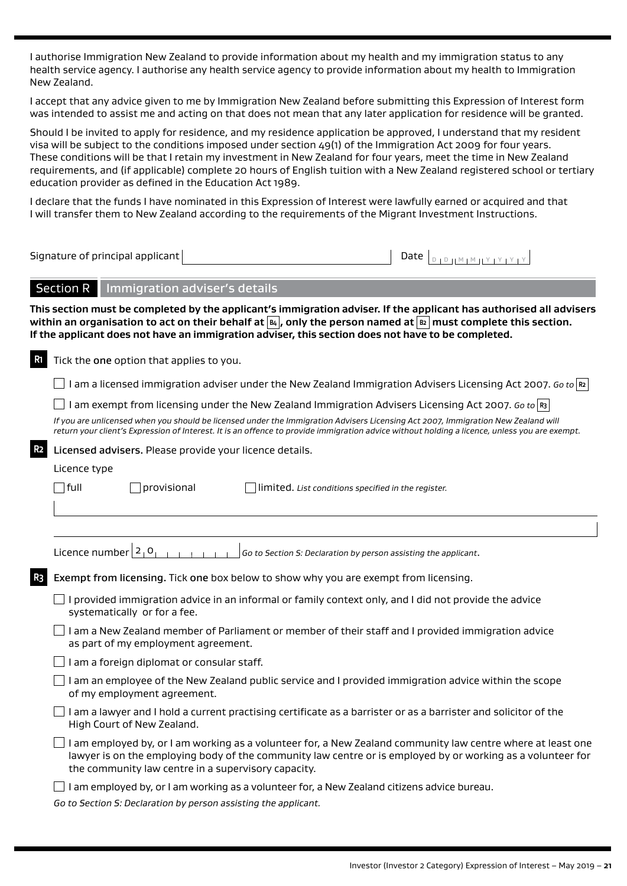I authorise Immigration New Zealand to provide information about my health and my immigration status to any health service agency. I authorise any health service agency to provide information about my health to Immigration New Zealand.

I accept that any advice given to me by Immigration New Zealand before submitting this Expression of Interest form was intended to assist me and acting on that does not mean that any later application for residence will be granted.

Should I be invited to apply for residence, and my residence application be approved, I understand that my resident visa will be subject to the conditions imposed under section 49(1) of the Immigration Act 2009 for four years. These conditions will be that I retain my investment in New Zealand for four years, meet the time in New Zealand requirements, and (if applicable) complete 20 hours of English tuition with a New Zealand registered school or tertiary education provider as defined in the Education Act 1989.

I declare that the funds I have nominated in this Expression of Interest were lawfully earned or acquired and that I will transfer them to New Zealand according to the requirements of the Migrant Investment Instructions.

Signature of principal applicant ____________________ Date DD MM YYYY

## Section R Immigration adviser's details

**This section must be completed by the applicant's immigration adviser. If the applicant has authorised all advisers within an organisation to act on their behalf at B4, only the person named at B2 must complete this section. If the applicant does not have an immigration adviser, this section does not have to be completed.**

**R1** Tick the **one** option that applies to you.

- ☐ I am a licensed immigration adviser under the New Zealand Immigration Advisers Licensing Act 2007. *Go to* R2
- ☐ I am exempt from licensing under the New Zealand Immigration Advisers Licensing Act 2007. *Go to* R3

*If you are unlicensed when you should be licensed under the Immigration Advisers Licensing Act 2007, Immigration New Zealand will return your client's Expression of Interest. It is an offence to provide immigration advice without holding a licence, unless you are exempt.*

**R2** **Licensed advisers.** Please provide your licence details.

Licence type

☐ full ☐ provisional ☐ limited. *List conditions specified in the register.*

____________________

Licence number 2 0 ________ *Go to Section S: Declaration by person assisting the applicant.*

**R3** **Exempt from licensing.** Tick **one** box below to show why you are exempt from licensing.

- ☐ I provided immigration advice in an informal or family context only, and I did not provide the advice systematically or for a fee.
- ☐ I am a New Zealand member of Parliament or member of their staff and I provided immigration advice as part of my employment agreement.
- ☐ I am a foreign diplomat or consular staff.
- ☐ I am an employee of the New Zealand public service and I provided immigration advice within the scope of my employment agreement.
- ☐ I am a lawyer and I hold a current practising certificate as a barrister or as a barrister and solicitor of the High Court of New Zealand.
- ☐ I am employed by, or I am working as a volunteer for, a New Zealand community law centre where at least one lawyer is on the employing body of the community law centre or is employed by or working as a volunteer for the community law centre in a supervisory capacity.
- ☐ I am employed by, or I am working as a volunteer for, a New Zealand citizens advice bureau.

*Go to Section S: Declaration by person assisting the applicant.*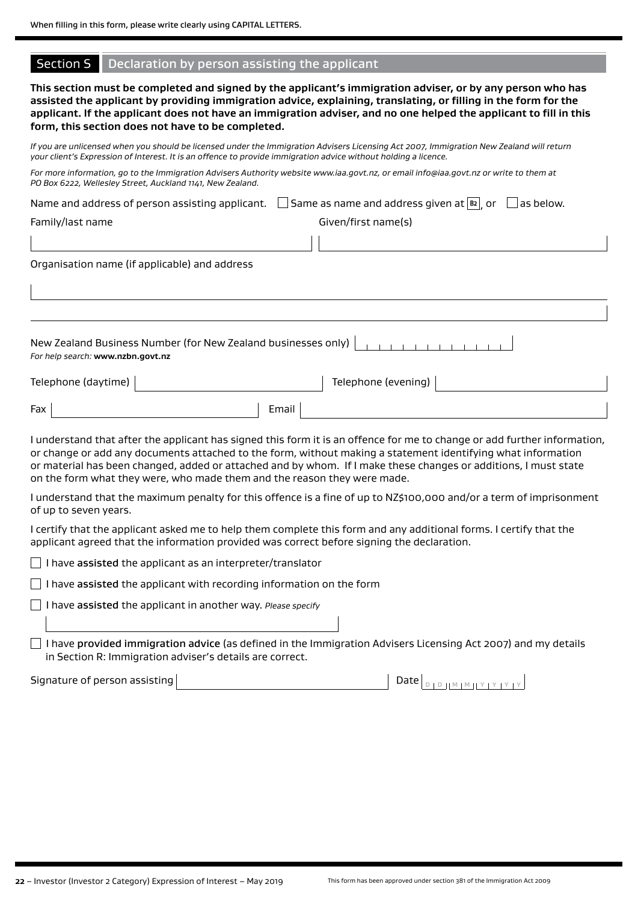When filling in this form, please write clearly using CAPITAL LETTERS.

## Section S Declaration by person assisting the applicant

**This section must be completed and signed by the applicant's immigration adviser, or by any person who has assisted the applicant by providing immigration advice, explaining, translating, or filling in the form for the applicant. If the applicant does not have an immigration adviser, and no one helped the applicant to fill in this form, this section does not have to be completed.**

*If you are unlicensed when you should be licensed under the Immigration Advisers Licensing Act 2007, Immigration New Zealand will return your client's Expression of Interest. It is an offence to provide immigration advice without holding a licence.*

*For more information, go to the Immigration Advisers Authority website www.iaa.govt.nz, or email info@iaa.govt.nz or write to them at PO Box 6222, Wellesley Street, Auckland 1141, New Zealand.*

Name and address of person assisting applicant. ☐ Same as name and address given at B2, or ☐ as below.

Family/last name

Given/first name(s)

Organisation name (if applicable) and address

New Zealand Business Number (for New Zealand businesses only)

*For help search:* **www.nzbn.govt.nz**

Telephone (daytime)

Telephone (evening)

Fax

Email

I understand that after the applicant has signed this form it is an offence for me to change or add further information, or change or add any documents attached to the form, without making a statement identifying what information or material has been changed, added or attached and by whom. If I make these changes or additions, I must state on the form what they were, who made them and the reason they were made.

I understand that the maximum penalty for this offence is a fine of up to NZ$100,000 and/or a term of imprisonment of up to seven years.

I certify that the applicant asked me to help them complete this form and any additional forms. I certify that the applicant agreed that the information provided was correct before signing the declaration.

☐ I have **assisted** the applicant as an interpreter/translator

☐ I have **assisted** the applicant with recording information on the form

☐ I have **assisted** the applicant in another way. *Please specify*

☐ I have **provided immigration advice** (as defined in the Immigration Advisers Licensing Act 2007) and my details in Section R: Immigration adviser's details are correct.

Signature of person assisting

Date D D M M Y Y Y Y

This form has been approved under section 381 of the Immigration Act 2009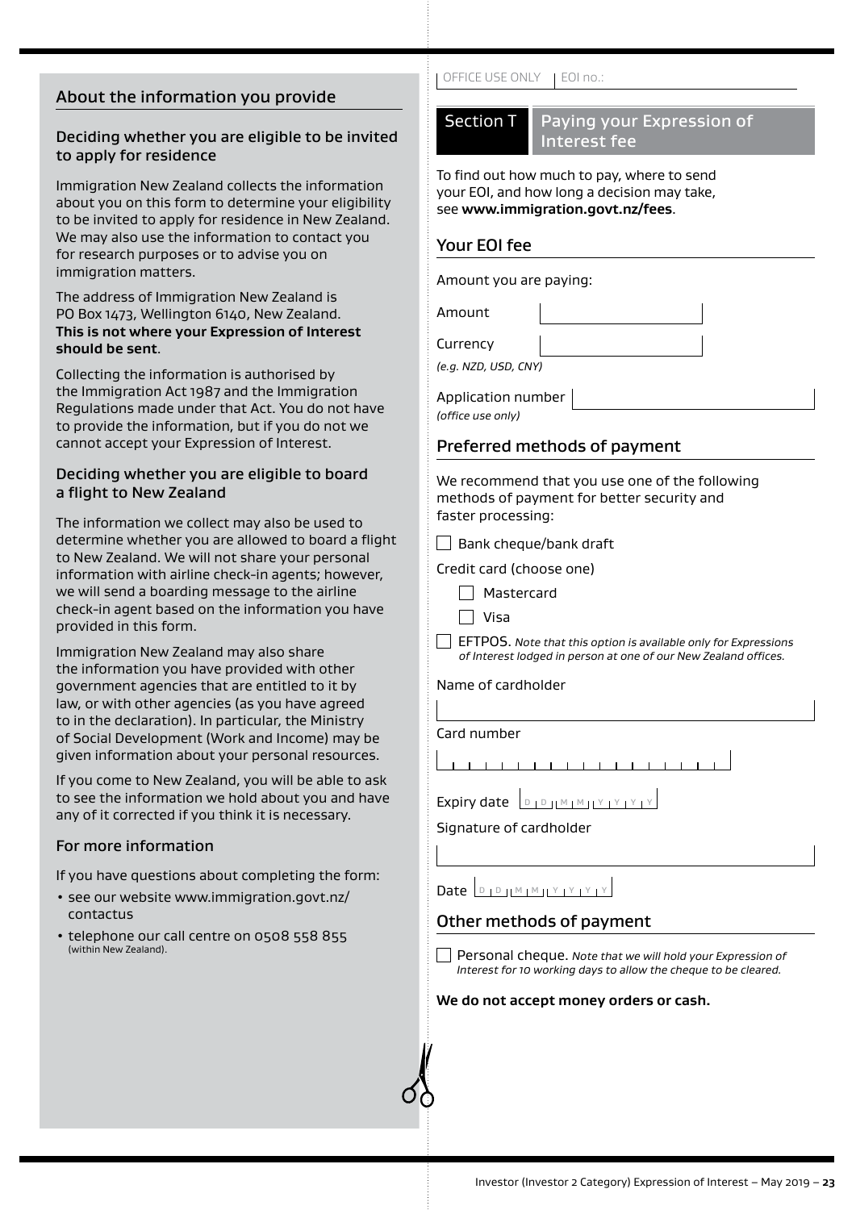## About the information you provide

### Deciding whether you are eligible to be invited to apply for residence

Immigration New Zealand collects the information about you on this form to determine your eligibility to be invited to apply for residence in New Zealand. We may also use the information to contact you for research purposes or to advise you on immigration matters.

The address of Immigration New Zealand is PO Box 1473, Wellington 6140, New Zealand. **This is not where your Expression of Interest should be sent**.

Collecting the information is authorised by the Immigration Act 1987 and the Immigration Regulations made under that Act. You do not have to provide the information, but if you do not we cannot accept your Expression of Interest.

### Deciding whether you are eligible to board a flight to New Zealand

The information we collect may also be used to determine whether you are allowed to board a flight to New Zealand. We will not share your personal information with airline check-in agents; however, we will send a boarding message to the airline check-in agent based on the information you have provided in this form.

Immigration New Zealand may also share the information you have provided with other government agencies that are entitled to it by law, or with other agencies (as you have agreed to in the declaration). In particular, the Ministry of Social Development (Work and Income) may be given information about your personal resources.

If you come to New Zealand, you will be able to ask to see the information we hold about you and have any of it corrected if you think it is necessary.

### For more information

If you have questions about completing the form:

- see our website www.immigration.govt.nz/contactus
- telephone our call centre on 0508 558 855 (within New Zealand).

OFFICE USE ONLY | EOI no.:

## Section T Paying your Expression of Interest fee

To find out how much to pay, where to send your EOI, and how long a decision may take, see **www.immigration.govt.nz/fees**.

### Your EOI fee

Amount you are paying:

Amount

Currency
*(e.g. NZD, USD, CNY)*

Application number
*(office use only)*

### Preferred methods of payment

We recommend that you use one of the following methods of payment for better security and faster processing:

☐ Bank cheque/bank draft

Credit card (choose one)

☐ Mastercard

☐ Visa

☐ EFTPOS. *Note that this option is available only for Expressions of Interest lodged in person at one of our New Zealand offices.*

Name of cardholder

Card number

Expiry date D D M M Y Y Y Y

Signature of cardholder

Date D D M M Y Y Y Y

### Other methods of payment

☐ Personal cheque. *Note that we will hold your Expression of Interest for 10 working days to allow the cheque to be cleared.*

**We do not accept money orders or cash.**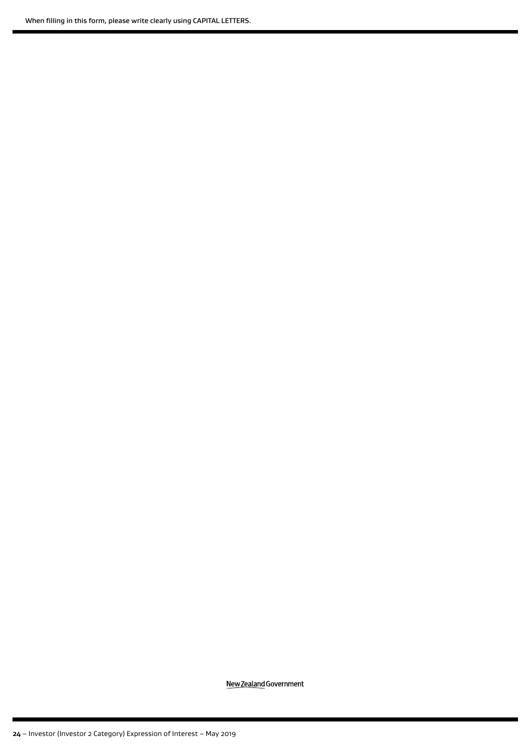New Zealand Government